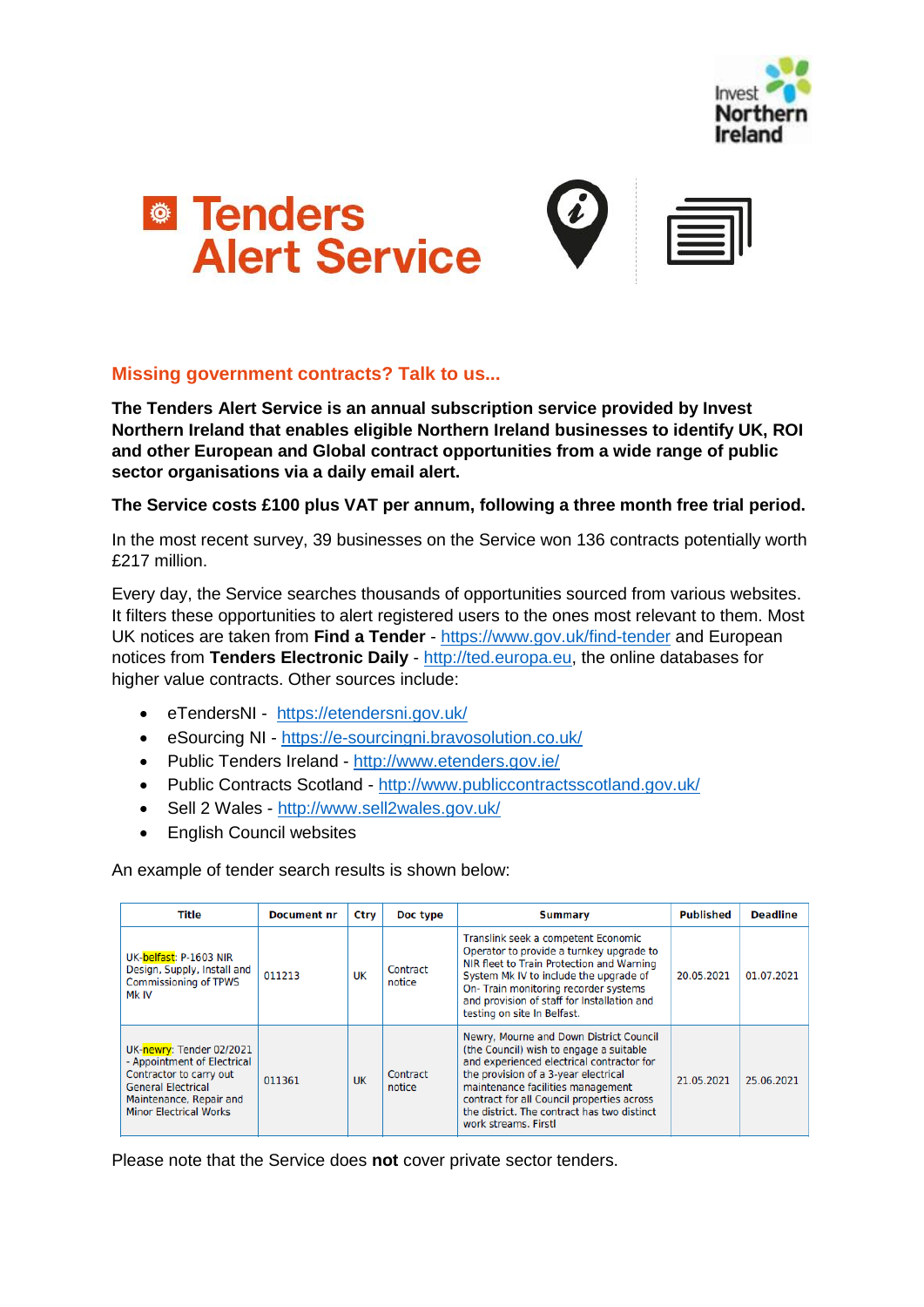# Tenders Alert Service

## Missing government contracts? Talk to us...

**The Tenders Alert Service is an annual subscription service provided by Invest Northern Ireland that enables eligible Northern Ireland businesses to identify UK, ROI and other European and Global contract opportunities from a wide range of public sector organisations via a daily email alert.**

**The Service costs £100 plus VAT per annum, following a three month free trial period.**

In the most recent survey, 39 businesses on the Service won 136 contracts potentially worth £217 million.

Every day, the Service searches thousands of opportunities sourced from various websites. It filters these opportunities to alert registered users to the ones most relevant to them. Most UK notices are taken from **Find a Tender** - https://www.gov.uk/find-tender and European notices from **Tenders Electronic Daily** - http://ted.europa.eu, the online databases for higher value contracts. Other sources include:

- eTendersNI - https://etendersni.gov.uk/
- eSourcing NI - https://e-sourcingni.bravosolution.co.uk/
- Public Tenders Ireland - http://www.etenders.gov.ie/
- Public Contracts Scotland - http://www.publiccontractsscotland.gov.uk/
- Sell 2 Wales - http://www.sell2wales.gov.uk/
- English Council websites

An example of tender search results is shown below:

| Title | Document nr | Ctry | Doc type | Summary | Published | Deadline |
|---|---|---|---|---|---|---|
| UK-belfast: P-1603 NIR Design, Supply, Install and Commissioning of TPWS Mk IV | 011213 | UK | Contract notice | Translink seek a competent Economic Operator to provide a turnkey upgrade to NIR fleet to Train Protection and Warning System Mk IV to include the upgrade of On- Train monitoring recorder systems and provision of staff for installation and testing on site In Belfast. | 20.05.2021 | 01.07.2021 |
| UK-newry: Tender 02/2021 - Appointment of Electrical Contractor to carry out General Electrical Maintenance, Repair and Minor Electrical Works | 011361 | UK | Contract notice | Newry, Mourne and Down District Council (the Council) wish to engage a suitable and experienced electrical contractor for the provision of a 3-year electrical maintenance facilities management contract for all Council properties across the district. The contract has two distinct work streams. Firstl | 21.05.2021 | 25.06.2021 |

Please note that the Service does **not** cover private sector tenders.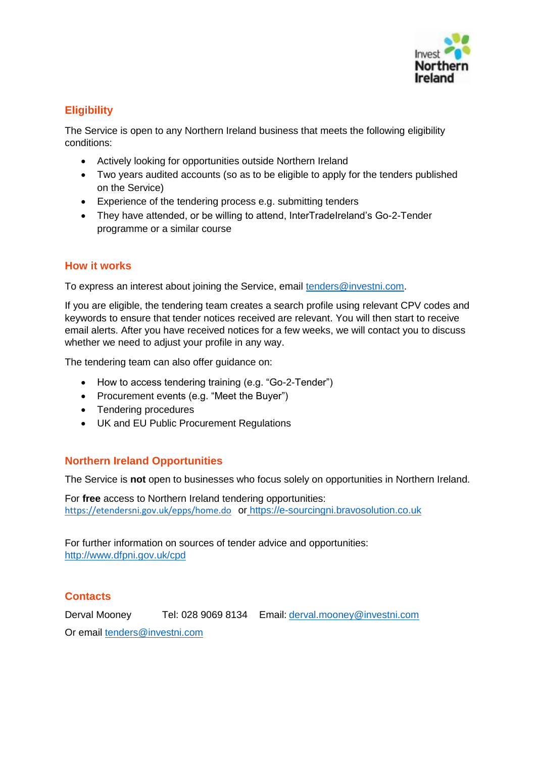## Eligibility

The Service is open to any Northern Ireland business that meets the following eligibility conditions:

- Actively looking for opportunities outside Northern Ireland
- Two years audited accounts (so as to be eligible to apply for the tenders published on the Service)
- Experience of the tendering process e.g. submitting tenders
- They have attended, or be willing to attend, InterTradeIreland's Go-2-Tender programme or a similar course

## How it works

To express an interest about joining the Service, email tenders@investni.com.

If you are eligible, the tendering team creates a search profile using relevant CPV codes and keywords to ensure that tender notices received are relevant. You will then start to receive email alerts. After you have received notices for a few weeks, we will contact you to discuss whether we need to adjust your profile in any way.

The tendering team can also offer guidance on:

- How to access tendering training (e.g. "Go-2-Tender")
- Procurement events (e.g. "Meet the Buyer")
- Tendering procedures
- UK and EU Public Procurement Regulations

## Northern Ireland Opportunities

The Service is **not** open to businesses who focus solely on opportunities in Northern Ireland.

For **free** access to Northern Ireland tendering opportunities:
https://etendersni.gov.uk/epps/home.do or https://e-sourcingni.bravosolution.co.uk

For further information on sources of tender advice and opportunities:
http://www.dfpni.gov.uk/cpd

## Contacts

Derval Mooney Tel: 028 9069 8134 Email: derval.mooney@investni.com

Or email tenders@investni.com